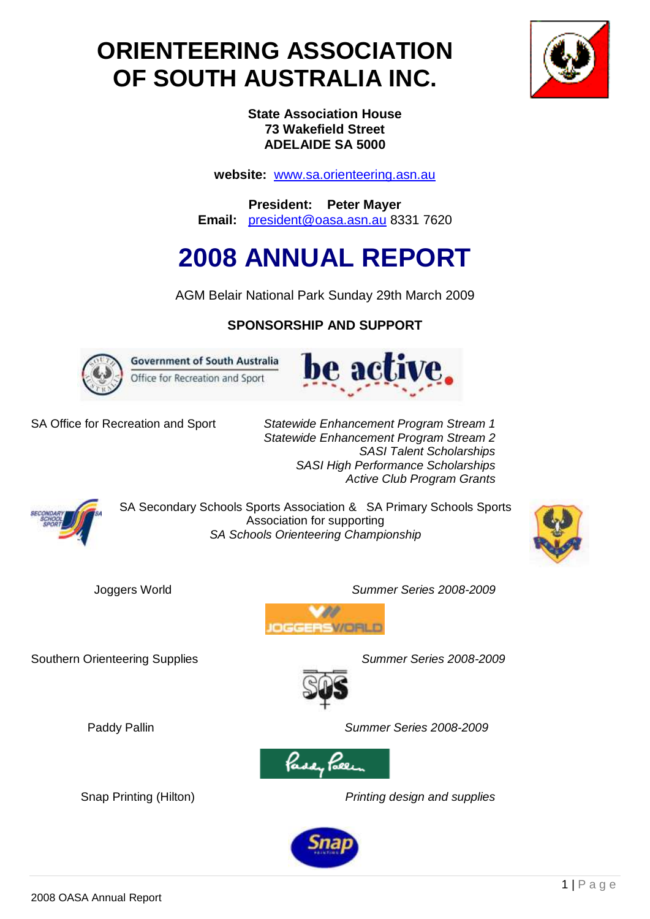# ORIENTEERING ASSOCIATION OF SOUTH AUSTRALIA INC.

**State Association House**
**73 Wakefield Street**
**ADELAIDE SA 5000**

**website:** www.sa.orienteering.asn.au

**President: Peter Mayer**
**Email:** president@oasa.asn.au 8331 7620

# 2008 ANNUAL REPORT

AGM Belair National Park Sunday 29th March 2009

## SPONSORSHIP AND SUPPORT

Government of South Australia
Office for Recreation and Sport

be active.

SA Office for Recreation and Sport

*Statewide Enhancement Program Stream 1*
*Statewide Enhancement Program Stream 2*
*SASI Talent Scholarships*
*SASI High Performance Scholarships*
*Active Club Program Grants*

SA Secondary Schools Sports Association & SA Primary Schools Sports Association for supporting
*SA Schools Orienteering Championship*

Joggers World *Summer Series 2008-2009*

Southern Orienteering Supplies *Summer Series 2008-2009*

Paddy Pallin *Summer Series 2008-2009*

Snap Printing (Hilton) *Printing design and supplies*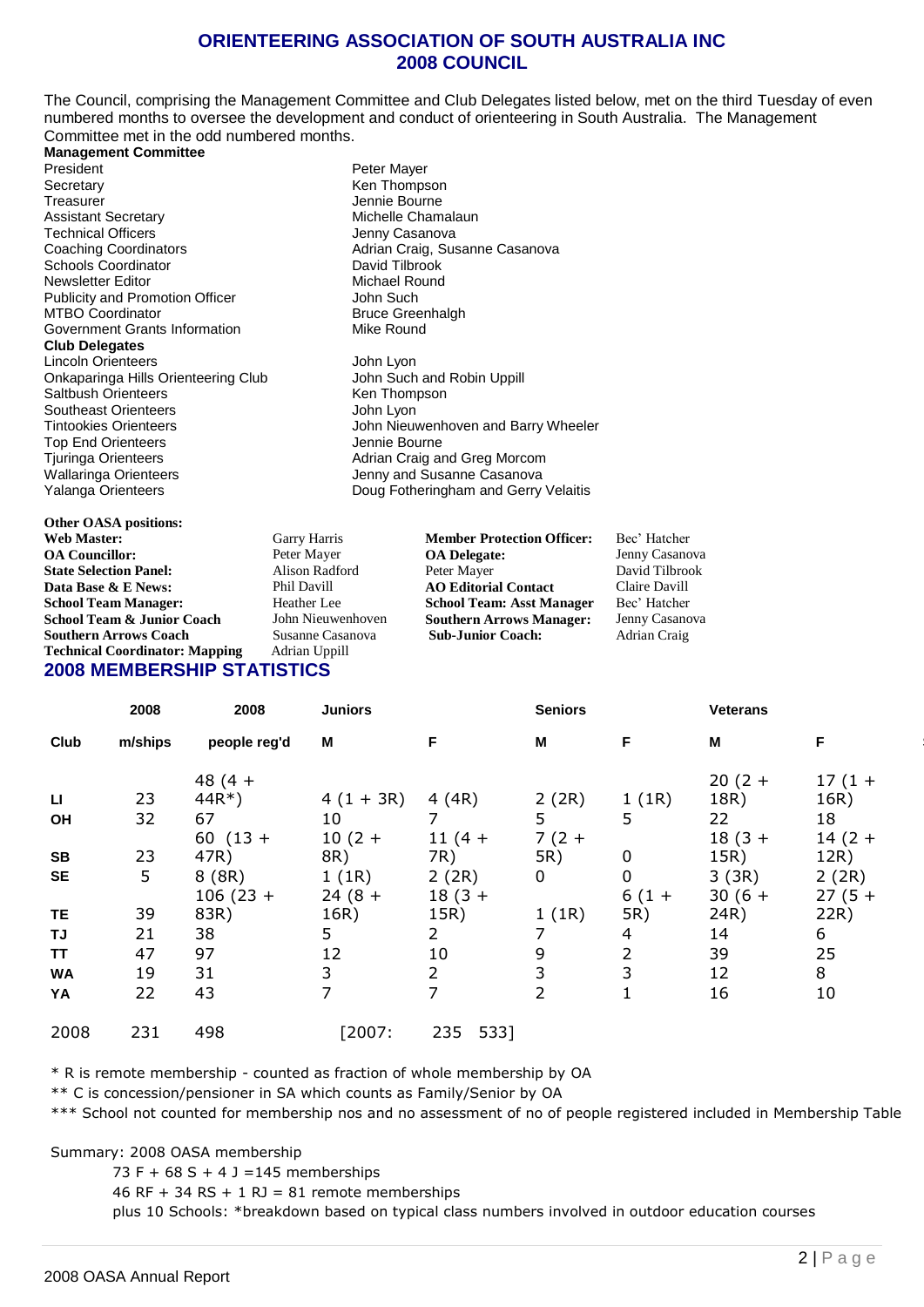# ORIENTEERING ASSOCIATION OF SOUTH AUSTRALIA INC
## 2008 COUNCIL

The Council, comprising the Management Committee and Club Delegates listed below, met on the third Tuesday of even numbered months to oversee the development and conduct of orienteering in South Australia. The Management Committee met in the odd numbered months.

**Management Committee**

| | |
|---|---|
| President | Peter Mayer |
| Secretary | Ken Thompson |
| Treasurer | Jennie Bourne |
| Assistant Secretary | Michelle Chamalaun |
| Technical Officers | Jenny Casanova |
| Coaching Coordinators | Adrian Craig, Susanne Casanova |
| Schools Coordinator | David Tilbrook |
| Newsletter Editor | Michael Round |
| Publicity and Promotion Officer | John Such |
| MTBO Coordinator | Bruce Greenhalgh |
| Government Grants Information | Mike Round |

**Club Delegates**

| | |
|---|---|
| Lincoln Orienteers | John Lyon |
| Onkaparinga Hills Orienteering Club | John Such and Robin Uppill |
| Saltbush Orienteers | Ken Thompson |
| Southeast Orienteers | John Lyon |
| Tintookies Orienteers | John Nieuwenhoven and Barry Wheeler |
| Top End Orienteers | Jennie Bourne |
| Tjuringa Orienteers | Adrian Craig and Greg Morcom |
| Wallaringa Orienteers | Jenny and Susanne Casanova |
| Yalanga Orienteers | Doug Fotheringham and Gerry Velaitis |

**Other OASA positions:**

| | | | |
|---|---|---|---|
| **Web Master:** | Garry Harris | **Member Protection Officer:** | Bec' Hatcher |
| **OA Councillor:** | Peter Mayer | **OA Delegate:** | Jenny Casanova |
| **State Selection Panel:** | Alison Radford | Peter Mayer | David Tilbrook |
| **Data Base & E News:** | Phil Davill | **AO Editorial Contact** | Claire Davill |
| **School Team Manager:** | Heather Lee | **School Team: Asst Manager** | Bec' Hatcher |
| **School Team & Junior Coach** | John Nieuwenhoven | **Southern Arrows Manager:** | Jenny Casanova |
| **Southern Arrows Coach** | Susanne Casanova | **Sub-Junior Coach:** | Adrian Craig |
| **Technical Coordinator: Mapping** | Adrian Uppill | | |

## 2008 MEMBERSHIP STATISTICS

| | 2008 | 2008 | Juniors | | Seniors | | Veterans | |
|---|---|---|---|---|---|---|---|---|
| **Club** | **m/ships** | **people reg'd** | **M** | **F** | **M** | **F** | **M** | **F** |
| **LI** | 23 | 48 (4 + 44R*) | 4 (1 + 3R) | 4 (4R) | 2 (2R) | 1 (1R) | 20 (2 + 18R) | 17 (1 + 16R) |
| **OH** | 32 | 67 | 10 | 7 | 5 | 5 | 22 | 18 |
| **SB** | 23 | 60 (13 + 47R) | 10 (2 + 8R) | 11 (4 + 7R) | 7 (2 + 5R) | 0 | 18 (3 + 15R) | 14 (2 + 12R) |
| **SE** | 5 | 8 (8R) | 1 (1R) | 2 (2R) | 0 | 0 | 3 (3R) | 2 (2R) |
| **TE** | 39 | 106 (23 + 83R) | 24 (8 + 16R) | 18 (3 + 15R) | 1 (1R) | 6 (1 + 5R) | 30 (6 + 24R) | 27 (5 + 22R) |
| **TJ** | 21 | 38 | 5 | 2 | 7 | 4 | 14 | 6 |
| **TT** | 47 | 97 | 12 | 10 | 9 | 2 | 39 | 25 |
| **WA** | 19 | 31 | 3 | 2 | 3 | 3 | 12 | 8 |
| **YA** | 22 | 43 | 7 | 7 | 2 | 1 | 16 | 10 |
| 2008 | 231 | 498 | [2007: | 235 533] | | | | |

\* R is remote membership - counted as fraction of whole membership by OA

\** C is concession/pensioner in SA which counts as Family/Senior by OA

\*** School not counted for membership nos and no assessment of no of people registered included in Membership Table

Summary: 2008 OASA membership

73 F + 68 S + 4 J =145 memberships

46 RF + 34 RS + 1 RJ = 81 remote memberships

plus 10 Schools: *breakdown based on typical class numbers involved in outdoor education courses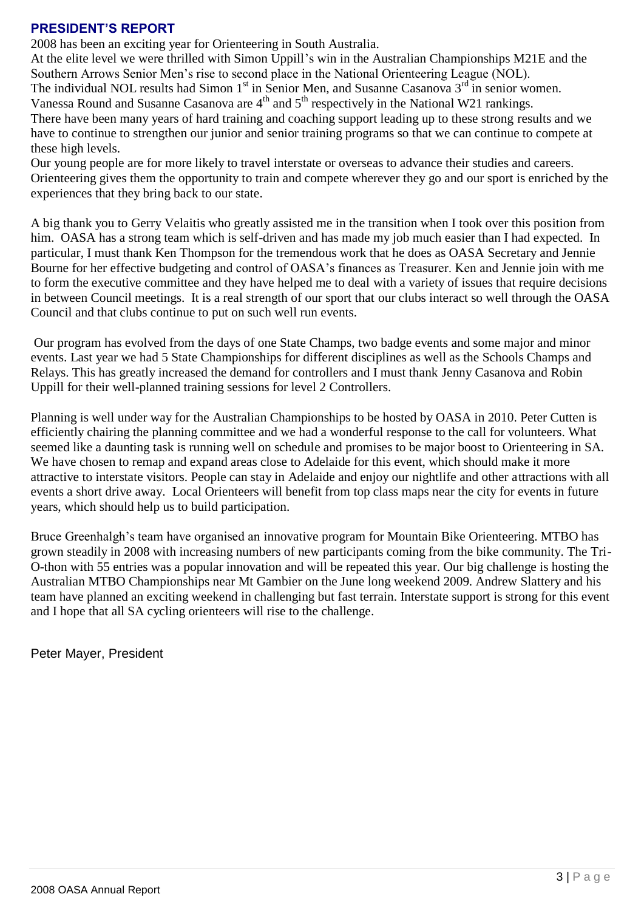## PRESIDENT'S REPORT

2008 has been an exciting year for Orienteering in South Australia.
At the elite level we were thrilled with Simon Uppill's win in the Australian Championships M21E and the Southern Arrows Senior Men's rise to second place in the National Orienteering League (NOL).
The individual NOL results had Simon 1st in Senior Men, and Susanne Casanova 3rd in senior women.
Vanessa Round and Susanne Casanova are 4th and 5th respectively in the National W21 rankings.
There have been many years of hard training and coaching support leading up to these strong results and we have to continue to strengthen our junior and senior training programs so that we can continue to compete at these high levels.
Our young people are for more likely to travel interstate or overseas to advance their studies and careers. Orienteering gives them the opportunity to train and compete wherever they go and our sport is enriched by the experiences that they bring back to our state.

A big thank you to Gerry Velaitis who greatly assisted me in the transition when I took over this position from him. OASA has a strong team which is self-driven and has made my job much easier than I had expected. In particular, I must thank Ken Thompson for the tremendous work that he does as OASA Secretary and Jennie Bourne for her effective budgeting and control of OASA's finances as Treasurer. Ken and Jennie join with me to form the executive committee and they have helped me to deal with a variety of issues that require decisions in between Council meetings. It is a real strength of our sport that our clubs interact so well through the OASA Council and that clubs continue to put on such well run events.

Our program has evolved from the days of one State Champs, two badge events and some major and minor events. Last year we had 5 State Championships for different disciplines as well as the Schools Champs and Relays. This has greatly increased the demand for controllers and I must thank Jenny Casanova and Robin Uppill for their well-planned training sessions for level 2 Controllers.

Planning is well under way for the Australian Championships to be hosted by OASA in 2010. Peter Cutten is efficiently chairing the planning committee and we had a wonderful response to the call for volunteers. What seemed like a daunting task is running well on schedule and promises to be major boost to Orienteering in SA. We have chosen to remap and expand areas close to Adelaide for this event, which should make it more attractive to interstate visitors. People can stay in Adelaide and enjoy our nightlife and other attractions with all events a short drive away. Local Orienteers will benefit from top class maps near the city for events in future years, which should help us to build participation.

Bruce Greenhalgh's team have organised an innovative program for Mountain Bike Orienteering. MTBO has grown steadily in 2008 with increasing numbers of new participants coming from the bike community. The Tri-O-thon with 55 entries was a popular innovation and will be repeated this year. Our big challenge is hosting the Australian MTBO Championships near Mt Gambier on the June long weekend 2009. Andrew Slattery and his team have planned an exciting weekend in challenging but fast terrain. Interstate support is strong for this event and I hope that all SA cycling orienteers will rise to the challenge.

Peter Mayer, President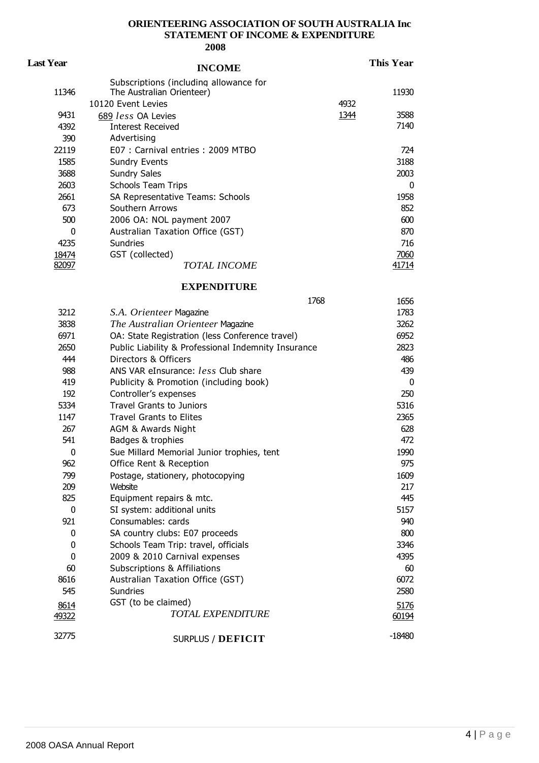# ORIENTEERING ASSOCIATION OF SOUTH AUSTRALIA Inc
## STATEMENT OF INCOME & EXPENDITURE
### 2008

| Last Year | INCOME | | This Year |
|---|---|---|---|
| 11346 | Subscriptions (including allowance for The Australian Orienteer) | | 11930 |
| | 10120 Event Levies | 4932 | |
| 9431 | 689 *less* OA Levies | 1344 | 3588 |
| 4392 | Interest Received | | 7140 |
| 390 | Advertising | | |
| 22119 | E07 : Carnival entries : 2009 MTBO | | 724 |
| 1585 | Sundry Events | | 3188 |
| 3688 | Sundry Sales | | 2003 |
| 2603 | Schools Team Trips | | 0 |
| 2661 | SA Representative Teams: Schools | | 1958 |
| 673 | Southern Arrows | | 852 |
| 500 | 2006 OA: NOL payment 2007 | | 600 |
| 0 | Australian Taxation Office (GST) | | 870 |
| 4235 | Sundries | | 716 |
| 18474 | GST (collected) | | 7060 |
| 82097 | *TOTAL INCOME* | | 41714 |

| Last Year | EXPENDITURE | | This Year |
|---|---|---|---|
| | | 1768 | 1656 |
| 3212 | *S.A. Orienteer* Magazine | | 1783 |
| 3838 | *The Australian Orienteer* Magazine | | 3262 |
| 6971 | OA: State Registration (less Conference travel) | | 6952 |
| 2650 | Public Liability & Professional Indemnity Insurance | | 2823 |
| 444 | Directors & Officers | | 486 |
| 988 | ANS VAR eInsurance: *less* Club share | | 439 |
| 419 | Publicity & Promotion (including book) | | 0 |
| 192 | Controller's expenses | | 250 |
| 5334 | Travel Grants to Juniors | | 5316 |
| 1147 | Travel Grants to Elites | | 2365 |
| 267 | AGM & Awards Night | | 628 |
| 541 | Badges & trophies | | 472 |
| 0 | Sue Millard Memorial Junior trophies, tent | | 1990 |
| 962 | Office Rent & Reception | | 975 |
| 799 | Postage, stationery, photocopying | | 1609 |
| 209 | Website | | 217 |
| 825 | Equipment repairs & mtc. | | 445 |
| 0 | SI system: additional units | | 5157 |
| 921 | Consumables: cards | | 940 |
| 0 | SA country clubs: E07 proceeds | | 800 |
| 0 | Schools Team Trip: travel, officials | | 3346 |
| 0 | 2009 & 2010 Carnival expenses | | 4395 |
| 60 | Subscriptions & Affiliations | | 60 |
| 8616 | Australian Taxation Office (GST) | | 6072 |
| 545 | Sundries | | 2580 |
| 8614 | GST (to be claimed) | | 5176 |
| 49322 | *TOTAL EXPENDITURE* | | 60194 |
| 32775 | SURPLUS / **DEFICIT** | | -18480 |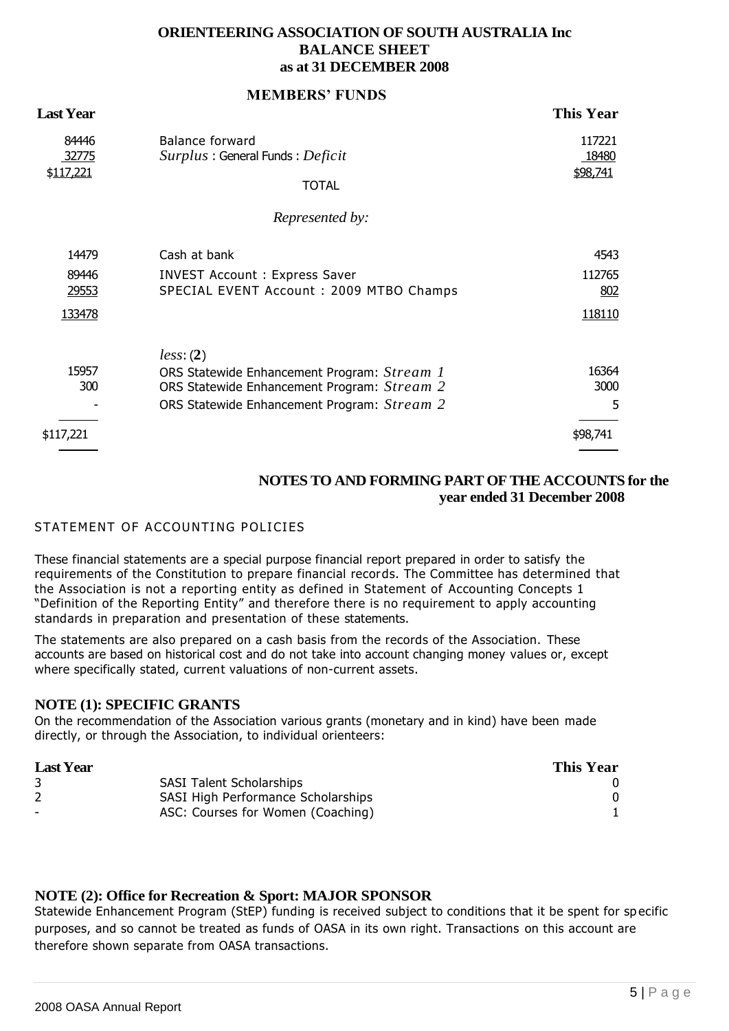# ORIENTEERING ASSOCIATION OF SOUTH AUSTRALIA Inc
## BALANCE SHEET
### as at 31 DECEMBER 2008

**MEMBERS' FUNDS**

| **Last Year** | | **This Year** |
|---|---|---|
| 84446 | Balance forward | 117221 |
| 32775 | *Surplus* : General Funds : *Deficit* | 18480 |
| $117,221 | TOTAL | $98,741 |
| | *Represented by:* | |
| 14479 | Cash at bank | 4543 |
| 89446 | INVEST Account : Express Saver | 112765 |
| 29553 | SPECIAL EVENT Account : 2009 MTBO Champs | 802 |
| 133478 | | 118110 |
| | *less*: (**2**) | |
| 15957 | ORS Statewide Enhancement Program: *Stream 1* | 16364 |
| 300 | ORS Statewide Enhancement Program: *Stream 2* | 3000 |
| - | ORS Statewide Enhancement Program: *Stream 2* | 5 |
| $117,221 | | $98,741 |

## NOTES TO AND FORMING PART OF THE ACCOUNTS for the year ended 31 December 2008

STATEMENT OF ACCOUNTING POLICIES

These financial statements are a special purpose financial report prepared in order to satisfy the requirements of the Constitution to prepare financial records. The Committee has determined that the Association is not a reporting entity as defined in Statement of Accounting Concepts 1 "Definition of the Reporting Entity" and therefore there is no requirement to apply accounting standards in preparation and presentation of these statements.

The statements are also prepared on a cash basis from the records of the Association. These accounts are based on historical cost and do not take into account changing money values or, except where specifically stated, current valuations of non-current assets.

### NOTE (1): SPECIFIC GRANTS

On the recommendation of the Association various grants (monetary and in kind) have been made directly, or through the Association, to individual orienteers:

| **Last Year** | | **This Year** |
|---|---|---|
| 3 | SASI Talent Scholarships | 0 |
| 2 | SASI High Performance Scholarships | 0 |
| - | ASC: Courses for Women (Coaching) | 1 |

### NOTE (2): Office for Recreation & Sport: MAJOR SPONSOR

Statewide Enhancement Program (StEP) funding is received subject to conditions that it be spent for specific purposes, and so cannot be treated as funds of OASA in its own right. Transactions on this account are therefore shown separate from OASA transactions.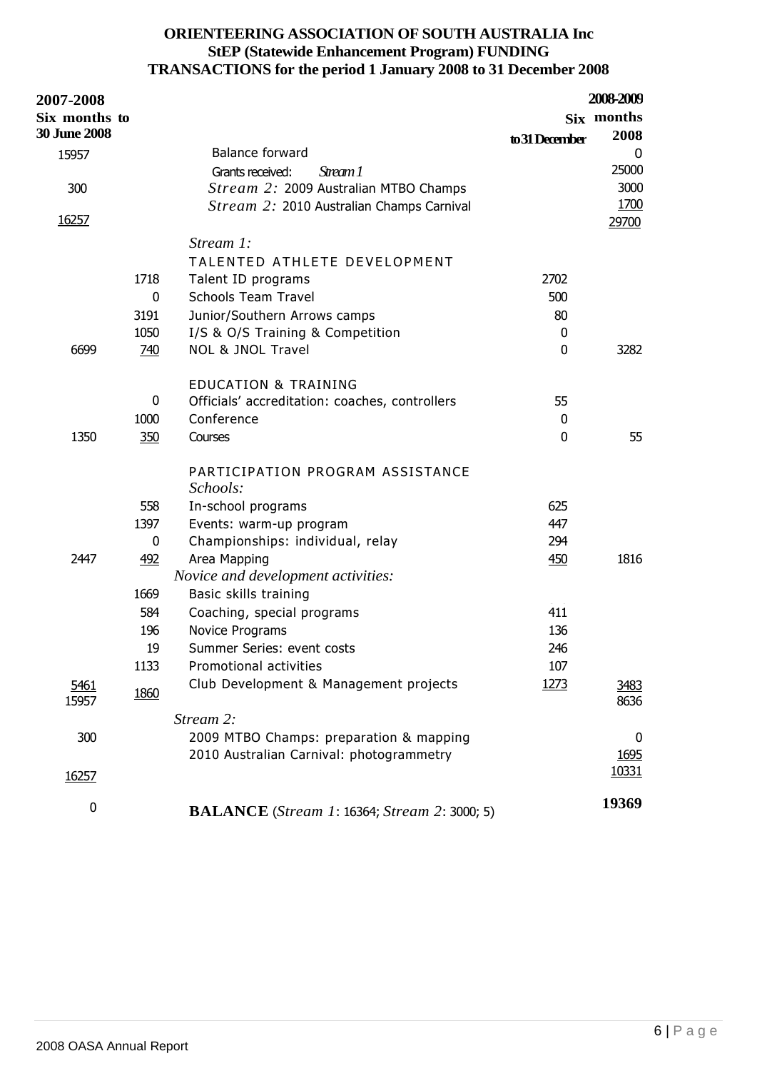**ORIENTEERING ASSOCIATION OF SOUTH AUSTRALIA Inc**
**StEP (Statewide Enhancement Program) FUNDING**
**TRANSACTIONS for the period 1 January 2008 to 31 December 2008**

| 2007-2008 Six months to 30 June 2008 | | | 2008-2009 Six months to 31 December 2008 | |
|---|---|---|---|---|
| 15957 | | Balance forward | | 0 |
| | | Grants received: *Stream 1* | | 25000 |
| 300 | | *Stream 2:* 2009 Australian MTBO Champs | | 3000 |
| | | *Stream 2:* 2010 Australian Champs Carnival | | 1700 |
| 16257 | | | | 29700 |
| | | *Stream 1:* | | |
| | | TALENTED ATHLETE DEVELOPMENT | | |
| | 1718 | Talent ID programs | 2702 | |
| | 0 | Schools Team Travel | 500 | |
| | 3191 | Junior/Southern Arrows camps | 80 | |
| | 1050 | I/S & O/S Training & Competition | 0 | |
| 6699 | 740 | NOL & JNOL Travel | 0 | 3282 |
| | | EDUCATION & TRAINING | | |
| | 0 | Officials' accreditation: coaches, controllers | 55 | |
| | 1000 | Conference | 0 | |
| 1350 | 350 | Courses | 0 | 55 |
| | | PARTICIPATION PROGRAM ASSISTANCE | | |
| | | *Schools:* | | |
| | 558 | In-school programs | 625 | |
| | 1397 | Events: warm-up program | 447 | |
| | 0 | Championships: individual, relay | 294 | |
| 2447 | 492 | Area Mapping | 450 | 1816 |
| | | *Novice and development activities:* | | |
| | 1669 | Basic skills training | | |
| | 584 | Coaching, special programs | 411 | |
| | 196 | Novice Programs | 136 | |
| | 19 | Summer Series: event costs | 246 | |
| | 1133 | Promotional activities | 107 | |
| 5461 | 1860 | Club Development & Management projects | 1273 | 3483 |
| 15957 | | | | 8636 |
| | | *Stream 2:* | | |
| 300 | | 2009 MTBO Champs: preparation & mapping | | 0 |
| | | 2010 Australian Carnival: photogrammetry | | 1695 |
| 16257 | | | | 10331 |
| 0 | | **BALANCE** (*Stream 1*: 16364; *Stream 2*: 3000; 5) | | **19369** |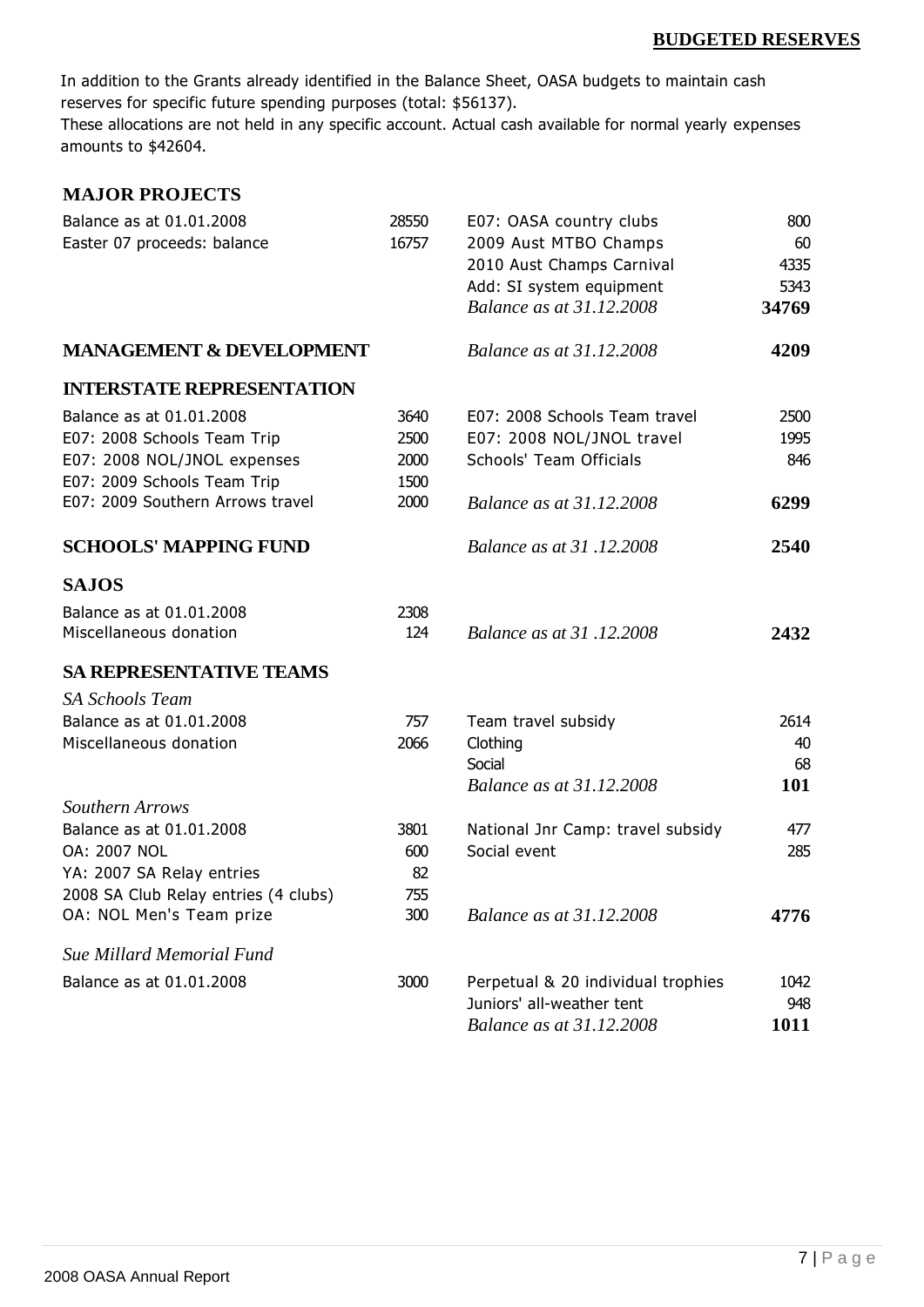## BUDGETED RESERVES

In addition to the Grants already identified in the Balance Sheet, OASA budgets to maintain cash reserves for specific future spending purposes (total: $56137).
These allocations are not held in any specific account. Actual cash available for normal yearly expenses amounts to $42604.

### MAJOR PROJECTS

| | | | |
|---|---|---|---|
| Balance as at 01.01.2008 | 28550 | E07: OASA country clubs | 800 |
| Easter 07 proceeds: balance | 16757 | 2009 Aust MTBO Champs | 60 |
| | | 2010 Aust Champs Carnival | 4335 |
| | | Add: SI system equipment | 5343 |
| | | *Balance as at 31.12.2008* | **34769** |

### MANAGEMENT & DEVELOPMENT

| | |
|---|---|
| *Balance as at 31.12.2008* | **4209** |

### INTERSTATE REPRESENTATION

| | | | |
|---|---|---|---|
| Balance as at 01.01.2008 | 3640 | E07: 2008 Schools Team travel | 2500 |
| E07: 2008 Schools Team Trip | 2500 | E07: 2008 NOL/JNOL travel | 1995 |
| E07: 2008 NOL/JNOL expenses | 2000 | Schools' Team Officials | 846 |
| E07: 2009 Schools Team Trip | 1500 | | |
| E07: 2009 Southern Arrows travel | 2000 | *Balance as at 31.12.2008* | **6299** |

### SCHOOLS' MAPPING FUND

| | |
|---|---|
| *Balance as at 31 .12.2008* | **2540** |

### SAJOS

| | | | |
|---|---|---|---|
| Balance as at 01.01.2008 | 2308 | | |
| Miscellaneous donation | 124 | *Balance as at 31 .12.2008* | **2432** |

### SA REPRESENTATIVE TEAMS

*SA Schools Team*

| | | | |
|---|---|---|---|
| Balance as at 01.01.2008 | 757 | Team travel subsidy | 2614 |
| Miscellaneous donation | 2066 | Clothing | 40 |
| | | Social | 68 |
| | | *Balance as at 31.12.2008* | **101** |

*Southern Arrows*

| | | | |
|---|---|---|---|
| Balance as at 01.01.2008 | 3801 | National Jnr Camp: travel subsidy | 477 |
| OA: 2007 NOL | 600 | Social event | 285 |
| YA: 2007 SA Relay entries | 82 | | |
| 2008 SA Club Relay entries (4 clubs) | 755 | | |
| OA: NOL Men's Team prize | 300 | *Balance as at 31.12.2008* | **4776** |

*Sue Millard Memorial Fund*

| | | | |
|---|---|---|---|
| Balance as at 01.01.2008 | 3000 | Perpetual & 20 individual trophies | 1042 |
| | | Juniors' all-weather tent | 948 |
| | | *Balance as at 31.12.2008* | **1011** |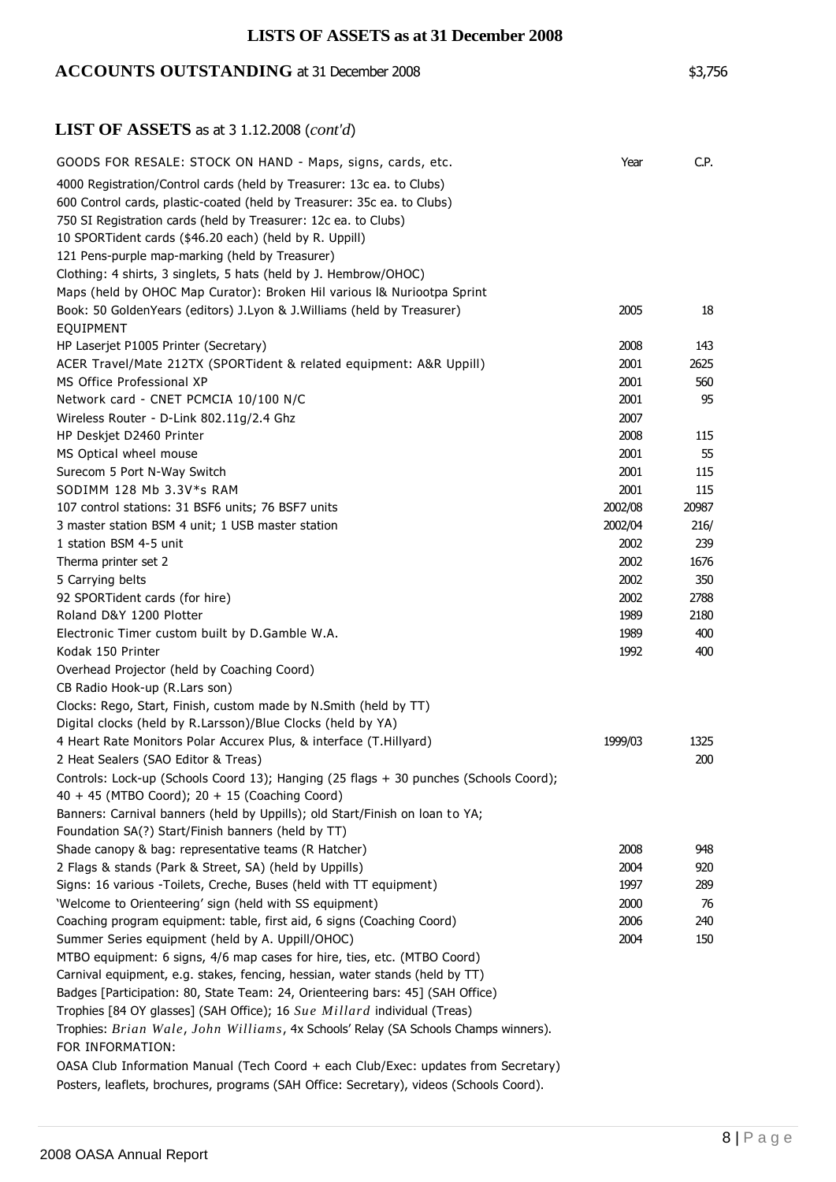## LISTS OF ASSETS as at 31 December 2008

**ACCOUNTS OUTSTANDING** at 31 December 2008 $3,756

**LIST OF ASSETS** as at 3 1.12.2008 (*cont'd*)

| GOODS FOR RESALE: STOCK ON HAND - Maps, signs, cards, etc. | Year | C.P. |
|---|---|---|
| 4000 Registration/Control cards (held by Treasurer: 13c ea. to Clubs) | | |
| 600 Control cards, plastic-coated (held by Treasurer: 35c ea. to Clubs) | | |
| 750 SI Registration cards (held by Treasurer: 12c ea. to Clubs) | | |
| 10 SPORTident cards ($46.20 each) (held by R. Uppill) | | |
| 121 Pens-purple map-marking (held by Treasurer) | | |
| Clothing: 4 shirts, 3 singlets, 5 hats (held by J. Hembrow/OHOC) | | |
| Maps (held by OHOC Map Curator): Broken Hil various l& Nuriootpa Sprint | | |
| Book: 50 GoldenYears (editors) J.Lyon & J.Williams (held by Treasurer) | 2005 | 18 |
| EQUIPMENT | | |
| HP Laserjet P1005 Printer (Secretary) | 2008 | 143 |
| ACER Travel/Mate 212TX (SPORTident & related equipment: A&R Uppill) | 2001 | 2625 |
| MS Office Professional XP | 2001 | 560 |
| Network card - CNET PCMCIA 10/100 N/C | 2001 | 95 |
| Wireless Router - D-Link 802.11g/2.4 Ghz | 2007 | |
| HP Deskjet D2460 Printer | 2008 | 115 |
| MS Optical wheel mouse | 2001 | 55 |
| Surecom 5 Port N-Way Switch | 2001 | 115 |
| SODIMM 128 Mb 3.3V*s RAM | 2001 | 115 |
| 107 control stations: 31 BSF6 units; 76 BSF7 units | 2002/08 | 20987 |
| 3 master station BSM 4 unit; 1 USB master station | 2002/04 | 216/ |
| 1 station BSM 4-5 unit | 2002 | 239 |
| Therma printer set 2 | 2002 | 1676 |
| 5 Carrying belts | 2002 | 350 |
| 92 SPORTident cards (for hire) | 2002 | 2788 |
| Roland D&Y 1200 Plotter | 1989 | 2180 |
| Electronic Timer custom built by D.Gamble W.A. | 1989 | 400 |
| Kodak 150 Printer | 1992 | 400 |
| Overhead Projector (held by Coaching Coord) | | |
| CB Radio Hook-up (R.Lars son) | | |
| Clocks: Rego, Start, Finish, custom made by N.Smith (held by TT) | | |
| Digital clocks (held by R.Larsson)/Blue Clocks (held by YA) | | |
| 4 Heart Rate Monitors Polar Accurex Plus, & interface (T.Hillyard) | 1999/03 | 1325 |
| 2 Heat Sealers (SAO Editor & Treas) | | 200 |
| Controls: Lock-up (Schools Coord 13); Hanging (25 flags + 30 punches (Schools Coord); 40 + 45 (MTBO Coord); 20 + 15 (Coaching Coord) | | |
| Banners: Carnival banners (held by Uppills); old Start/Finish on loan to YA; Foundation SA(?) Start/Finish banners (held by TT) | | |
| Shade canopy & bag: representative teams (R Hatcher) | 2008 | 948 |
| 2 Flags & stands (Park & Street, SA) (held by Uppills) | 2004 | 920 |
| Signs: 16 various -Toilets, Creche, Buses (held with TT equipment) | 1997 | 289 |
| 'Welcome to Orienteering' sign (held with SS equipment) | 2000 | 76 |
| Coaching program equipment: table, first aid, 6 signs (Coaching Coord) | 2006 | 240 |
| Summer Series equipment (held by A. Uppill/OHOC) | 2004 | 150 |
| MTBO equipment: 6 signs, 4/6 map cases for hire, ties, etc. (MTBO Coord) | | |
| Carnival equipment, e.g. stakes, fencing, hessian, water stands (held by TT) | | |
| Badges [Participation: 80, State Team: 24, Orienteering bars: 45] (SAH Office) | | |
| Trophies [84 OY glasses] (SAH Office); 16 *Sue Millard* individual (Treas) | | |
| Trophies: *Brian Wale*, *John Williams*, 4x Schools' Relay (SA Schools Champs winners). | | |
| FOR INFORMATION: | | |
| OASA Club Information Manual (Tech Coord + each Club/Exec: updates from Secretary) | | |
| Posters, leaflets, brochures, programs (SAH Office: Secretary), videos (Schools Coord). | | |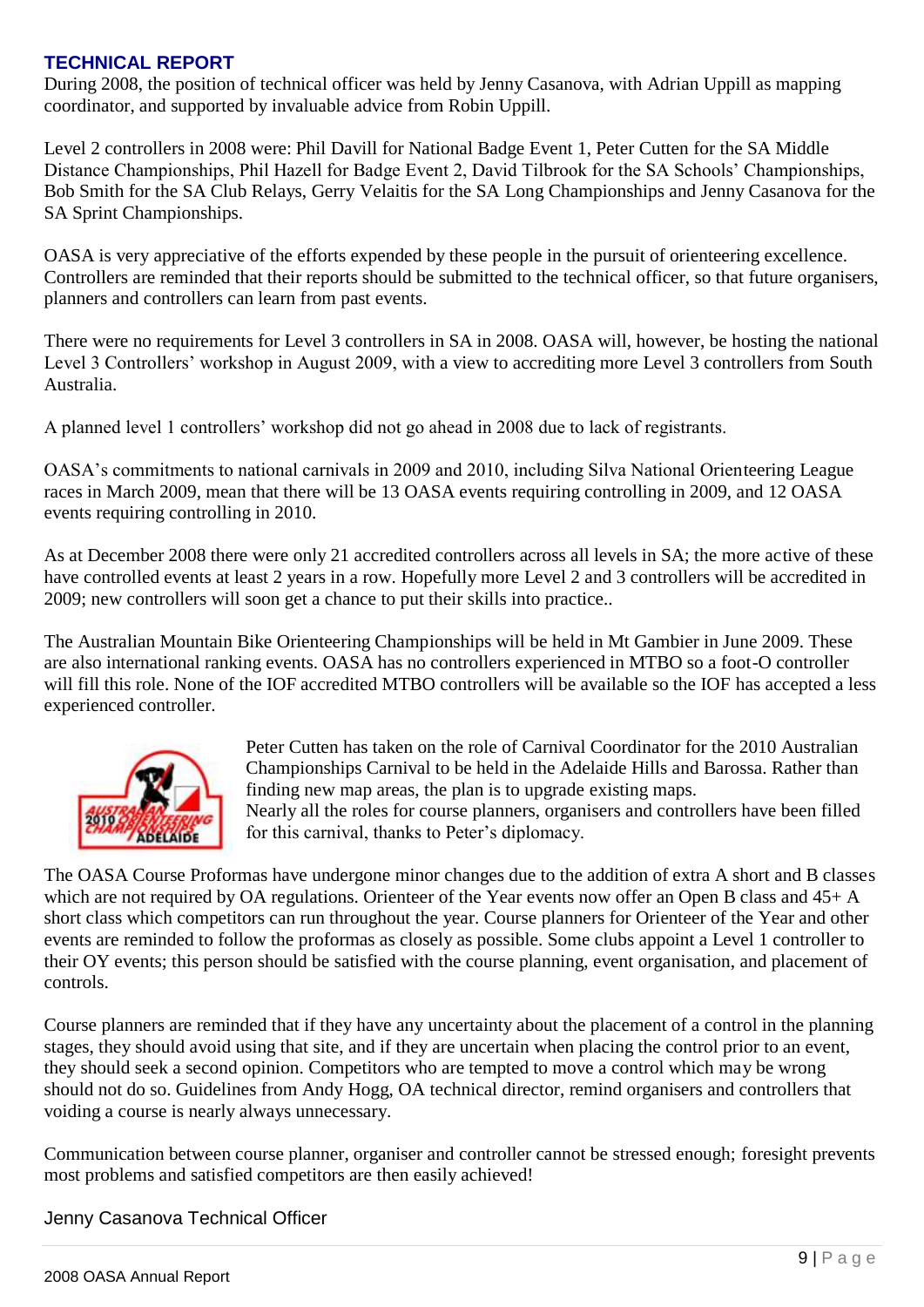## TECHNICAL REPORT

During 2008, the position of technical officer was held by Jenny Casanova, with Adrian Uppill as mapping coordinator, and supported by invaluable advice from Robin Uppill.

Level 2 controllers in 2008 were: Phil Davill for National Badge Event 1, Peter Cutten for the SA Middle Distance Championships, Phil Hazell for Badge Event 2, David Tilbrook for the SA Schools' Championships, Bob Smith for the SA Club Relays, Gerry Velaitis for the SA Long Championships and Jenny Casanova for the SA Sprint Championships.

OASA is very appreciative of the efforts expended by these people in the pursuit of orienteering excellence. Controllers are reminded that their reports should be submitted to the technical officer, so that future organisers, planners and controllers can learn from past events.

There were no requirements for Level 3 controllers in SA in 2008. OASA will, however, be hosting the national Level 3 Controllers' workshop in August 2009, with a view to accrediting more Level 3 controllers from South Australia.

A planned level 1 controllers' workshop did not go ahead in 2008 due to lack of registrants.

OASA's commitments to national carnivals in 2009 and 2010, including Silva National Orienteering League races in March 2009, mean that there will be 13 OASA events requiring controlling in 2009, and 12 OASA events requiring controlling in 2010.

As at December 2008 there were only 21 accredited controllers across all levels in SA; the more active of these have controlled events at least 2 years in a row. Hopefully more Level 2 and 3 controllers will be accredited in 2009; new controllers will soon get a chance to put their skills into practice..

The Australian Mountain Bike Orienteering Championships will be held in Mt Gambier in June 2009. These are also international ranking events. OASA has no controllers experienced in MTBO so a foot-O controller will fill this role. None of the IOF accredited MTBO controllers will be available so the IOF has accepted a less experienced controller.

Peter Cutten has taken on the role of Carnival Coordinator for the 2010 Australian Championships Carnival to be held in the Adelaide Hills and Barossa. Rather than finding new map areas, the plan is to upgrade existing maps.
Nearly all the roles for course planners, organisers and controllers have been filled for this carnival, thanks to Peter's diplomacy.

The OASA Course Proformas have undergone minor changes due to the addition of extra A short and B classes which are not required by OA regulations. Orienteer of the Year events now offer an Open B class and 45+ A short class which competitors can run throughout the year. Course planners for Orienteer of the Year and other events are reminded to follow the proformas as closely as possible. Some clubs appoint a Level 1 controller to their OY events; this person should be satisfied with the course planning, event organisation, and placement of controls.

Course planners are reminded that if they have any uncertainty about the placement of a control in the planning stages, they should avoid using that site, and if they are uncertain when placing the control prior to an event, they should seek a second opinion. Competitors who are tempted to move a control which may be wrong should not do so. Guidelines from Andy Hogg, OA technical director, remind organisers and controllers that voiding a course is nearly always unnecessary.

Communication between course planner, organiser and controller cannot be stressed enough; foresight prevents most problems and satisfied competitors are then easily achieved!

Jenny Casanova Technical Officer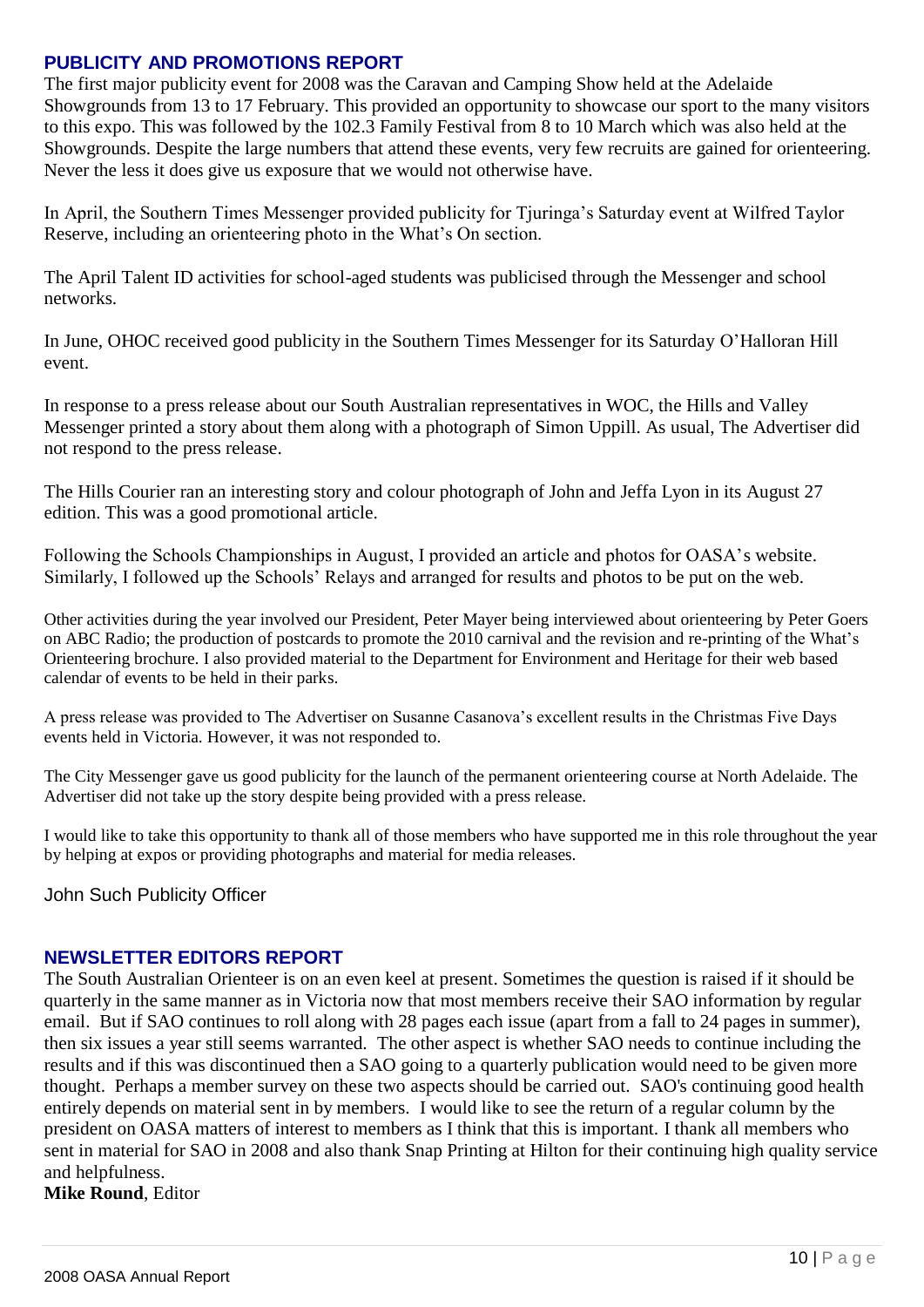## PUBLICITY AND PROMOTIONS REPORT

The first major publicity event for 2008 was the Caravan and Camping Show held at the Adelaide Showgrounds from 13 to 17 February. This provided an opportunity to showcase our sport to the many visitors to this expo. This was followed by the 102.3 Family Festival from 8 to 10 March which was also held at the Showgrounds. Despite the large numbers that attend these events, very few recruits are gained for orienteering. Never the less it does give us exposure that we would not otherwise have.

In April, the Southern Times Messenger provided publicity for Tjuringa's Saturday event at Wilfred Taylor Reserve, including an orienteering photo in the What's On section.

The April Talent ID activities for school-aged students was publicised through the Messenger and school networks.

In June, OHOC received good publicity in the Southern Times Messenger for its Saturday O'Halloran Hill event.

In response to a press release about our South Australian representatives in WOC, the Hills and Valley Messenger printed a story about them along with a photograph of Simon Uppill. As usual, The Advertiser did not respond to the press release.

The Hills Courier ran an interesting story and colour photograph of John and Jeffa Lyon in its August 27 edition. This was a good promotional article.

Following the Schools Championships in August, I provided an article and photos for OASA's website. Similarly, I followed up the Schools' Relays and arranged for results and photos to be put on the web.

Other activities during the year involved our President, Peter Mayer being interviewed about orienteering by Peter Goers on ABC Radio; the production of postcards to promote the 2010 carnival and the revision and re-printing of the What's Orienteering brochure. I also provided material to the Department for Environment and Heritage for their web based calendar of events to be held in their parks.

A press release was provided to The Advertiser on Susanne Casanova's excellent results in the Christmas Five Days events held in Victoria. However, it was not responded to.

The City Messenger gave us good publicity for the launch of the permanent orienteering course at North Adelaide. The Advertiser did not take up the story despite being provided with a press release.

I would like to take this opportunity to thank all of those members who have supported me in this role throughout the year by helping at expos or providing photographs and material for media releases.

John Such Publicity Officer

## NEWSLETTER EDITORS REPORT

The South Australian Orienteer is on an even keel at present. Sometimes the question is raised if it should be quarterly in the same manner as in Victoria now that most members receive their SAO information by regular email. But if SAO continues to roll along with 28 pages each issue (apart from a fall to 24 pages in summer), then six issues a year still seems warranted. The other aspect is whether SAO needs to continue including the results and if this was discontinued then a SAO going to a quarterly publication would need to be given more thought. Perhaps a member survey on these two aspects should be carried out. SAO's continuing good health entirely depends on material sent in by members. I would like to see the return of a regular column by the president on OASA matters of interest to members as I think that this is important. I thank all members who sent in material for SAO in 2008 and also thank Snap Printing at Hilton for their continuing high quality service and helpfulness.

**Mike Round**, Editor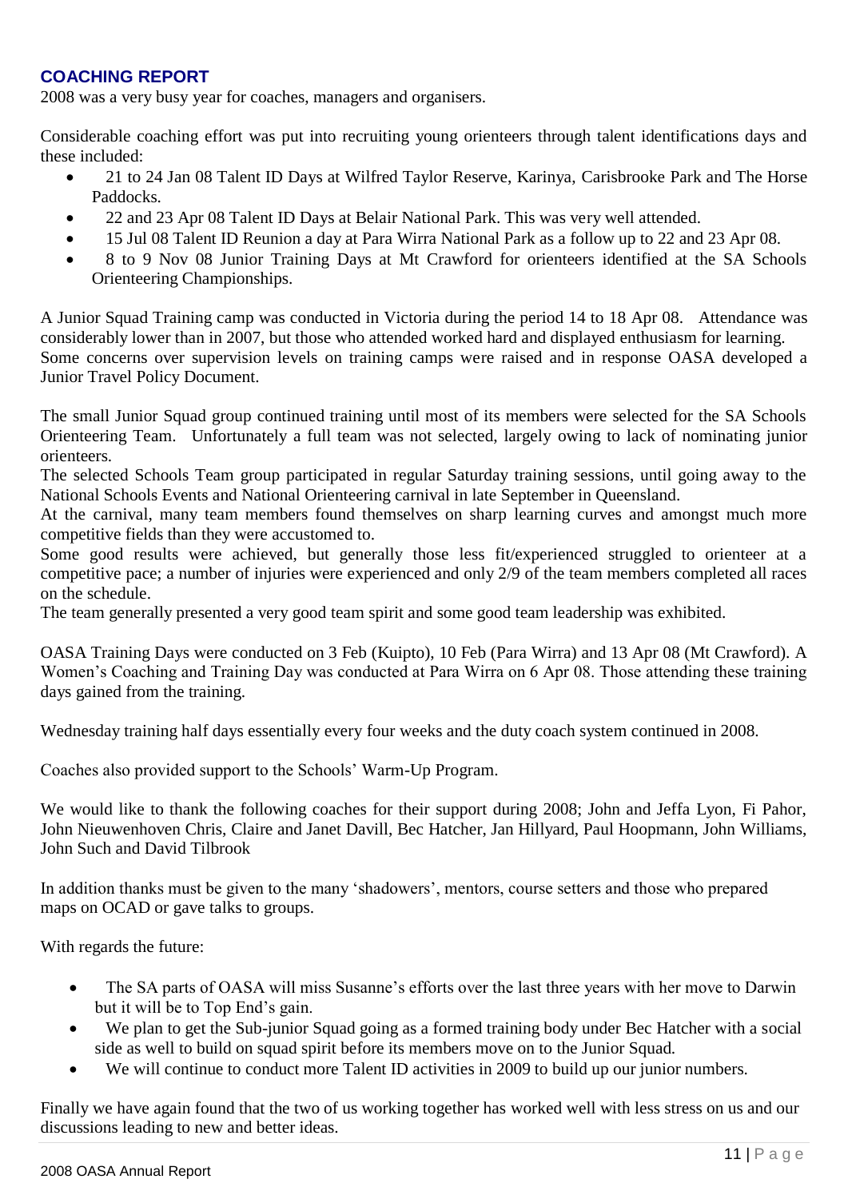## COACHING REPORT

2008 was a very busy year for coaches, managers and organisers.

Considerable coaching effort was put into recruiting young orienteers through talent identifications days and these included:

- 21 to 24 Jan 08 Talent ID Days at Wilfred Taylor Reserve, Karinya, Carisbrooke Park and The Horse Paddocks.
- 22 and 23 Apr 08 Talent ID Days at Belair National Park. This was very well attended.
- 15 Jul 08 Talent ID Reunion a day at Para Wirra National Park as a follow up to 22 and 23 Apr 08.
- 8 to 9 Nov 08 Junior Training Days at Mt Crawford for orienteers identified at the SA Schools Orienteering Championships.

A Junior Squad Training camp was conducted in Victoria during the period 14 to 18 Apr 08. Attendance was considerably lower than in 2007, but those who attended worked hard and displayed enthusiasm for learning. Some concerns over supervision levels on training camps were raised and in response OASA developed a Junior Travel Policy Document.

The small Junior Squad group continued training until most of its members were selected for the SA Schools Orienteering Team. Unfortunately a full team was not selected, largely owing to lack of nominating junior orienteers.
The selected Schools Team group participated in regular Saturday training sessions, until going away to the National Schools Events and National Orienteering carnival in late September in Queensland.
At the carnival, many team members found themselves on sharp learning curves and amongst much more competitive fields than they were accustomed to.
Some good results were achieved, but generally those less fit/experienced struggled to orienteer at a competitive pace; a number of injuries were experienced and only 2/9 of the team members completed all races on the schedule.
The team generally presented a very good team spirit and some good team leadership was exhibited.

OASA Training Days were conducted on 3 Feb (Kuipto), 10 Feb (Para Wirra) and 13 Apr 08 (Mt Crawford). A Women's Coaching and Training Day was conducted at Para Wirra on 6 Apr 08. Those attending these training days gained from the training.

Wednesday training half days essentially every four weeks and the duty coach system continued in 2008.

Coaches also provided support to the Schools' Warm-Up Program.

We would like to thank the following coaches for their support during 2008; John and Jeffa Lyon, Fi Pahor, John Nieuwenhoven Chris, Claire and Janet Davill, Bec Hatcher, Jan Hillyard, Paul Hoopmann, John Williams, John Such and David Tilbrook

In addition thanks must be given to the many 'shadowers', mentors, course setters and those who prepared maps on OCAD or gave talks to groups.

With regards the future:

- The SA parts of OASA will miss Susanne's efforts over the last three years with her move to Darwin but it will be to Top End's gain.
- We plan to get the Sub-junior Squad going as a formed training body under Bec Hatcher with a social side as well to build on squad spirit before its members move on to the Junior Squad.
- We will continue to conduct more Talent ID activities in 2009 to build up our junior numbers.

Finally we have again found that the two of us working together has worked well with less stress on us and our discussions leading to new and better ideas.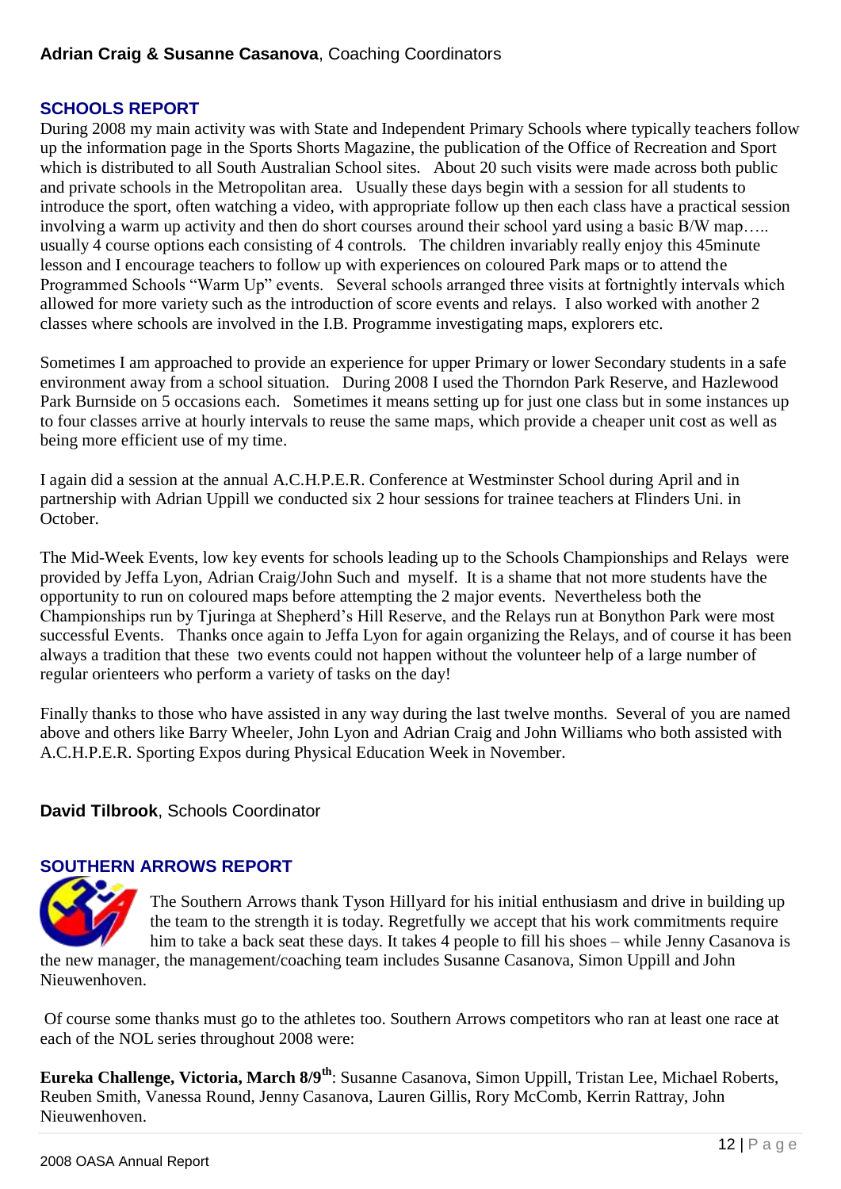**Adrian Craig & Susanne Casanova**, Coaching Coordinators

## SCHOOLS REPORT

During 2008 my main activity was with State and Independent Primary Schools where typically teachers follow up the information page in the Sports Shorts Magazine, the publication of the Office of Recreation and Sport which is distributed to all South Australian School sites. About 20 such visits were made across both public and private schools in the Metropolitan area. Usually these days begin with a session for all students to introduce the sport, often watching a video, with appropriate follow up then each class have a practical session involving a warm up activity and then do short courses around their school yard using a basic B/W map….. usually 4 course options each consisting of 4 controls. The children invariably really enjoy this 45minute lesson and I encourage teachers to follow up with experiences on coloured Park maps or to attend the Programmed Schools "Warm Up" events. Several schools arranged three visits at fortnightly intervals which allowed for more variety such as the introduction of score events and relays. I also worked with another 2 classes where schools are involved in the I.B. Programme investigating maps, explorers etc.

Sometimes I am approached to provide an experience for upper Primary or lower Secondary students in a safe environment away from a school situation. During 2008 I used the Thorndon Park Reserve, and Hazlewood Park Burnside on 5 occasions each. Sometimes it means setting up for just one class but in some instances up to four classes arrive at hourly intervals to reuse the same maps, which provide a cheaper unit cost as well as being more efficient use of my time.

I again did a session at the annual A.C.H.P.E.R. Conference at Westminster School during April and in partnership with Adrian Uppill we conducted six 2 hour sessions for trainee teachers at Flinders Uni. in October.

The Mid-Week Events, low key events for schools leading up to the Schools Championships and Relays were provided by Jeffa Lyon, Adrian Craig/John Such and myself. It is a shame that not more students have the opportunity to run on coloured maps before attempting the 2 major events. Nevertheless both the Championships run by Tjuringa at Shepherd's Hill Reserve, and the Relays run at Bonython Park were most successful Events. Thanks once again to Jeffa Lyon for again organizing the Relays, and of course it has been always a tradition that these two events could not happen without the volunteer help of a large number of regular orienteers who perform a variety of tasks on the day!

Finally thanks to those who have assisted in any way during the last twelve months. Several of you are named above and others like Barry Wheeler, John Lyon and Adrian Craig and John Williams who both assisted with A.C.H.P.E.R. Sporting Expos during Physical Education Week in November.

**David Tilbrook**, Schools Coordinator

## SOUTHERN ARROWS REPORT

The Southern Arrows thank Tyson Hillyard for his initial enthusiasm and drive in building up the team to the strength it is today. Regretfully we accept that his work commitments require him to take a back seat these days. It takes 4 people to fill his shoes – while Jenny Casanova is the new manager, the management/coaching team includes Susanne Casanova, Simon Uppill and John Nieuwenhoven.

Of course some thanks must go to the athletes too. Southern Arrows competitors who ran at least one race at each of the NOL series throughout 2008 were:

**Eureka Challenge, Victoria, March 8/9th**: Susanne Casanova, Simon Uppill, Tristan Lee, Michael Roberts, Reuben Smith, Vanessa Round, Jenny Casanova, Lauren Gillis, Rory McComb, Kerrin Rattray, John Nieuwenhoven.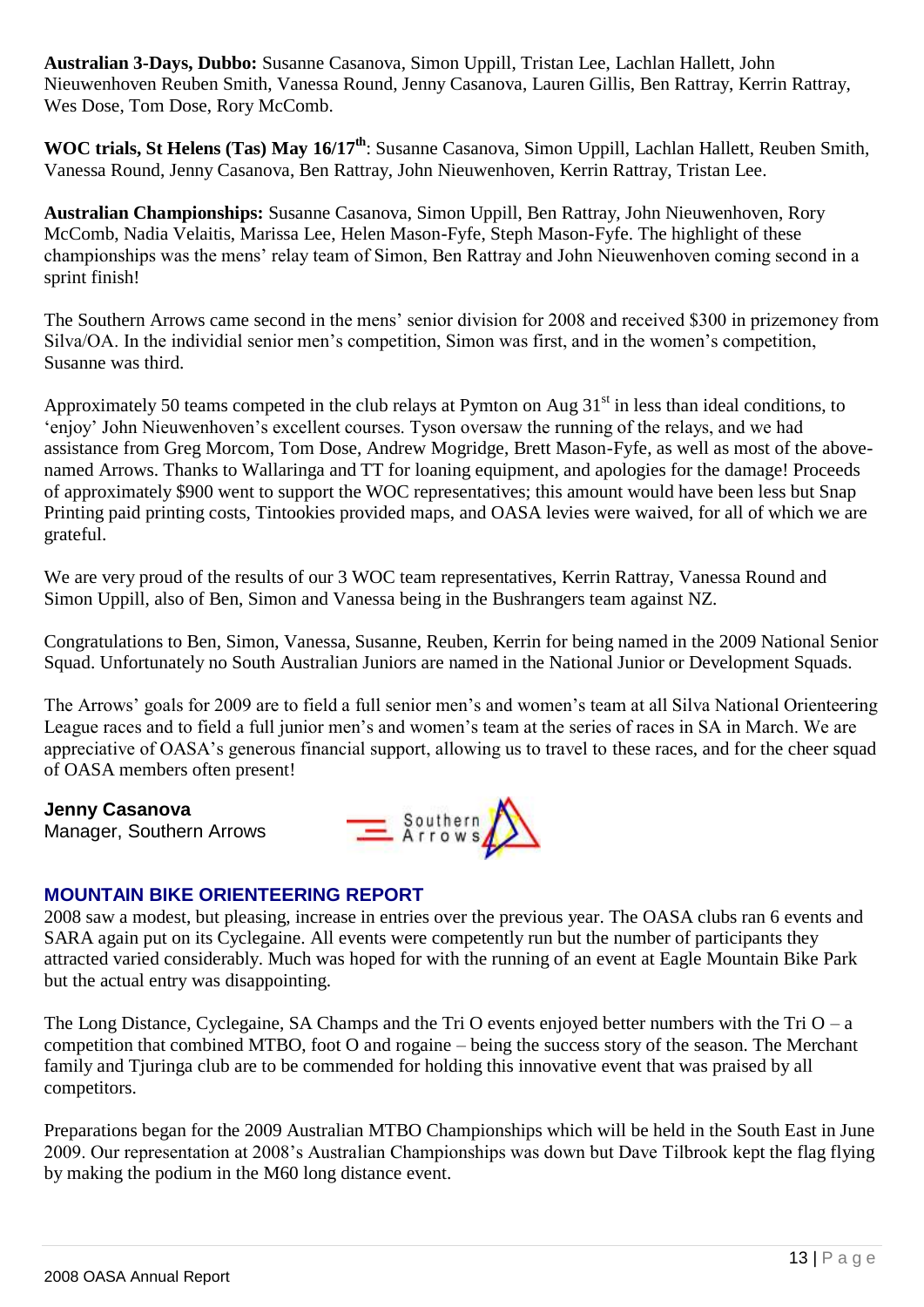**Australian 3-Days, Dubbo:** Susanne Casanova, Simon Uppill, Tristan Lee, Lachlan Hallett, John Nieuwenhoven Reuben Smith, Vanessa Round, Jenny Casanova, Lauren Gillis, Ben Rattray, Kerrin Rattray, Wes Dose, Tom Dose, Rory McComb.

**WOC trials, St Helens (Tas) May 16/17th**: Susanne Casanova, Simon Uppill, Lachlan Hallett, Reuben Smith, Vanessa Round, Jenny Casanova, Ben Rattray, John Nieuwenhoven, Kerrin Rattray, Tristan Lee.

**Australian Championships:** Susanne Casanova, Simon Uppill, Ben Rattray, John Nieuwenhoven, Rory McComb, Nadia Velaitis, Marissa Lee, Helen Mason-Fyfe, Steph Mason-Fyfe. The highlight of these championships was the mens' relay team of Simon, Ben Rattray and John Nieuwenhoven coming second in a sprint finish!

The Southern Arrows came second in the mens' senior division for 2008 and received $300 in prizemoney from Silva/OA. In the individial senior men's competition, Simon was first, and in the women's competition, Susanne was third.

Approximately 50 teams competed in the club relays at Pymton on Aug 31st in less than ideal conditions, to 'enjoy' John Nieuwenhoven's excellent courses. Tyson oversaw the running of the relays, and we had assistance from Greg Morcom, Tom Dose, Andrew Mogridge, Brett Mason-Fyfe, as well as most of the above-named Arrows. Thanks to Wallaringa and TT for loaning equipment, and apologies for the damage! Proceeds of approximately $900 went to support the WOC representatives; this amount would have been less but Snap Printing paid printing costs, Tintookies provided maps, and OASA levies were waived, for all of which we are grateful.

We are very proud of the results of our 3 WOC team representatives, Kerrin Rattray, Vanessa Round and Simon Uppill, also of Ben, Simon and Vanessa being in the Bushrangers team against NZ.

Congratulations to Ben, Simon, Vanessa, Susanne, Reuben, Kerrin for being named in the 2009 National Senior Squad. Unfortunately no South Australian Juniors are named in the National Junior or Development Squads.

The Arrows' goals for 2009 are to field a full senior men's and women's team at all Silva National Orienteering League races and to field a full junior men's and women's team at the series of races in SA in March. We are appreciative of OASA's generous financial support, allowing us to travel to these races, and for the cheer squad of OASA members often present!

**Jenny Casanova**
Manager, Southern Arrows

## MOUNTAIN BIKE ORIENTEERING REPORT

2008 saw a modest, but pleasing, increase in entries over the previous year. The OASA clubs ran 6 events and SARA again put on its Cyclegaine. All events were competently run but the number of participants they attracted varied considerably. Much was hoped for with the running of an event at Eagle Mountain Bike Park but the actual entry was disappointing.

The Long Distance, Cyclegaine, SA Champs and the Tri O events enjoyed better numbers with the Tri O – a competition that combined MTBO, foot O and rogaine – being the success story of the season. The Merchant family and Tjuringa club are to be commended for holding this innovative event that was praised by all competitors.

Preparations began for the 2009 Australian MTBO Championships which will be held in the South East in June 2009. Our representation at 2008's Australian Championships was down but Dave Tilbrook kept the flag flying by making the podium in the M60 long distance event.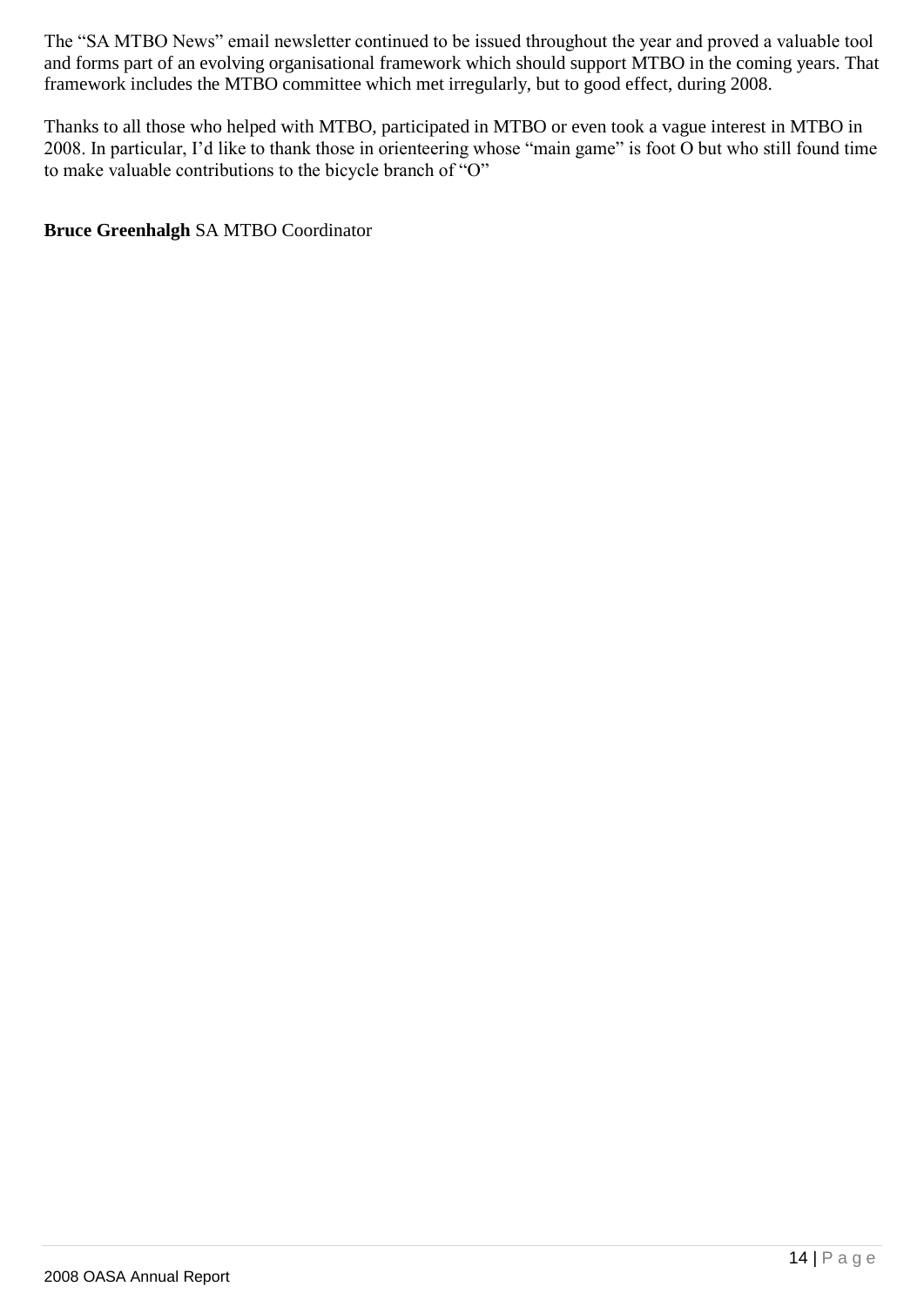The “SA MTBO News” email newsletter continued to be issued throughout the year and proved a valuable tool and forms part of an evolving organisational framework which should support MTBO in the coming years. That framework includes the MTBO committee which met irregularly, but to good effect, during 2008.

Thanks to all those who helped with MTBO, participated in MTBO or even took a vague interest in MTBO in 2008. In particular, I’d like to thank those in orienteering whose “main game” is foot O but who still found time to make valuable contributions to the bicycle branch of “O”

**Bruce Greenhalgh** SA MTBO Coordinator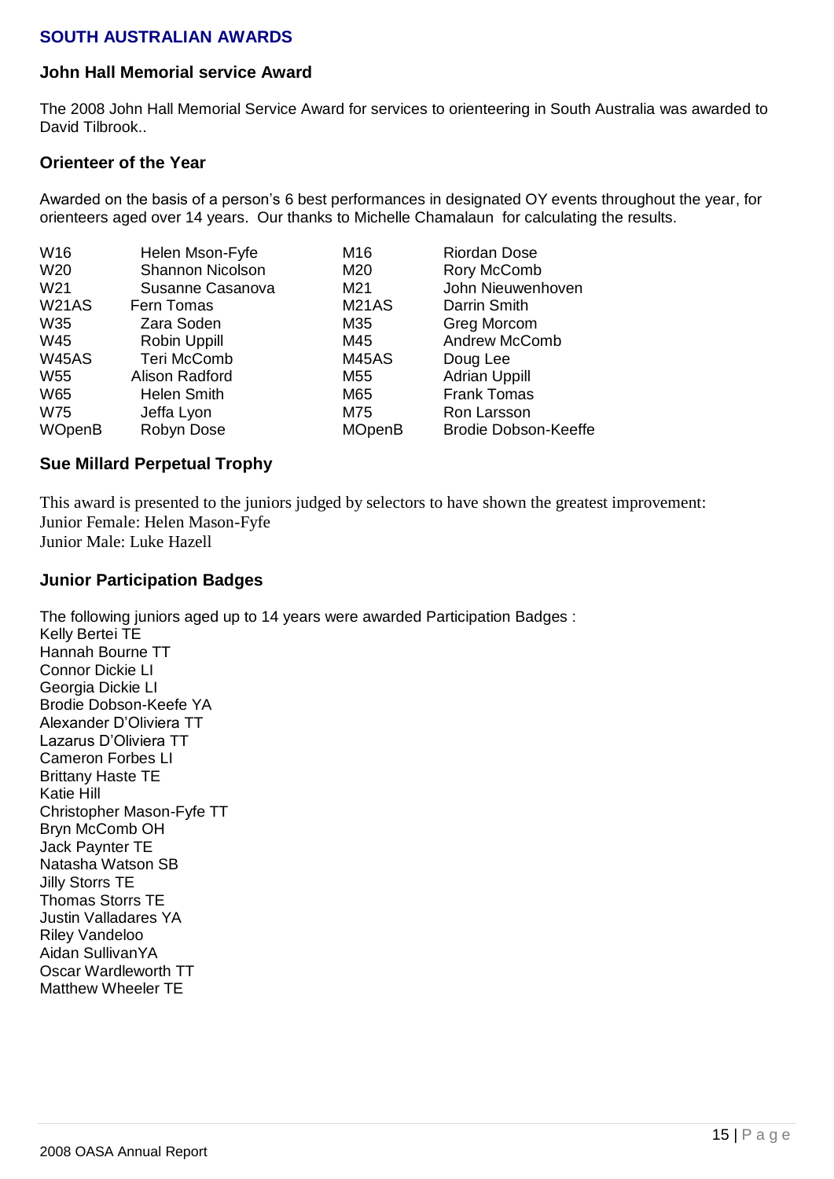## SOUTH AUSTRALIAN AWARDS

### John Hall Memorial service Award

The 2008 John Hall Memorial Service Award for services to orienteering in South Australia was awarded to David Tilbrook..

### Orienteer of the Year

Awarded on the basis of a person's 6 best performances in designated OY events throughout the year, for orienteers aged over 14 years. Our thanks to Michelle Chamalaun for calculating the results.

| | | | |
|---|---|---|---|
| W16 | Helen Mson-Fyfe | M16 | Riordan Dose |
| W20 | Shannon Nicolson | M20 | Rory McComb |
| W21 | Susanne Casanova | M21 | John Nieuwenhoven |
| W21AS | Fern Tomas | M21AS | Darrin Smith |
| W35 | Zara Soden | M35 | Greg Morcom |
| W45 | Robin Uppill | M45 | Andrew McComb |
| W45AS | Teri McComb | M45AS | Doug Lee |
| W55 | Alison Radford | M55 | Adrian Uppill |
| W65 | Helen Smith | M65 | Frank Tomas |
| W75 | Jeffa Lyon | M75 | Ron Larsson |
| WOpenB | Robyn Dose | MOpenB | Brodie Dobson-Keeffe |

### Sue Millard Perpetual Trophy

This award is presented to the juniors judged by selectors to have shown the greatest improvement:
Junior Female: Helen Mason-Fyfe
Junior Male: Luke Hazell

### Junior Participation Badges

The following juniors aged up to 14 years were awarded Participation Badges :
Kelly Bertei TE
Hannah Bourne TT
Connor Dickie LI
Georgia Dickie LI
Brodie Dobson-Keefe YA
Alexander D'Oliviera TT
Lazarus D'Oliviera TT
Cameron Forbes LI
Brittany Haste TE
Katie Hill
Christopher Mason-Fyfe TT
Bryn McComb OH
Jack Paynter TE
Natasha Watson SB
Jilly Storrs TE
Thomas Storrs TE
Justin Valladares YA
Riley Vandeloo
Aidan SullivanYA
Oscar Wardleworth TT
Matthew Wheeler TE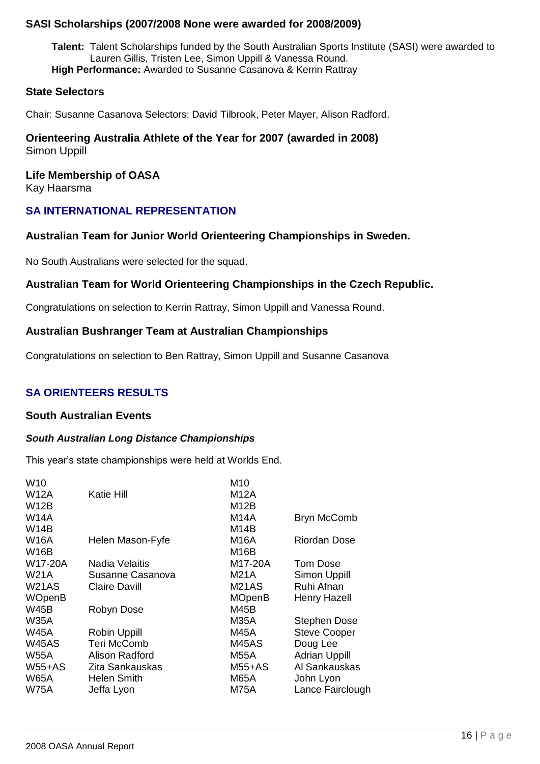## SASI Scholarships (2007/2008 None were awarded for 2008/2009)

**Talent:** Talent Scholarships funded by the South Australian Sports Institute (SASI) were awarded to Lauren Gillis, Tristen Lee, Simon Uppill & Vanessa Round.

**High Performance:** Awarded to Susanne Casanova & Kerrin Rattray

## State Selectors

Chair: Susanne Casanova Selectors: David Tilbrook, Peter Mayer, Alison Radford.

## Orienteering Australia Athlete of the Year for 2007 (awarded in 2008)

Simon Uppill

## Life Membership of OASA

Kay Haarsma

## SA INTERNATIONAL REPRESENTATION

### Australian Team for Junior World Orienteering Championships in Sweden.

No South Australians were selected for the squad.

### Australian Team for World Orienteering Championships in the Czech Republic.

Congratulations on selection to Kerrin Rattray, Simon Uppill and Vanessa Round.

### Australian Bushranger Team at Australian Championships

Congratulations on selection to Ben Rattray, Simon Uppill and Susanne Casanova

## SA ORIENTEERS RESULTS

### South Australian Events

#### *South Australian Long Distance Championships*

This year's state championships were held at Worlds End.

| | | | |
|---|---|---|---|
| W10 | | M10 | |
| W12A | Katie Hill | M12A | |
| W12B | | M12B | |
| W14A | | M14A | Bryn McComb |
| W14B | | M14B | |
| W16A | Helen Mason-Fyfe | M16A | Riordan Dose |
| W16B | | M16B | |
| W17-20A | Nadia Velaitis | M17-20A | Tom Dose |
| W21A | Susanne Casanova | M21A | Simon Uppill |
| W21AS | Claire Davill | M21AS | Ruhi Afnan |
| WOpenB | | MOpenB | Henry Hazell |
| W45B | Robyn Dose | M45B | |
| W35A | | M35A | Stephen Dose |
| W45A | Robin Uppill | M45A | Steve Cooper |
| W45AS | Teri McComb | M45AS | Doug Lee |
| W55A | Alison Radford | M55A | Adrian Uppill |
| W55+AS | Zita Sankauskas | M55+AS | Al Sankauskas |
| W65A | Helen Smith | M65A | John Lyon |
| W75A | Jeffa Lyon | M75A | Lance Fairclough |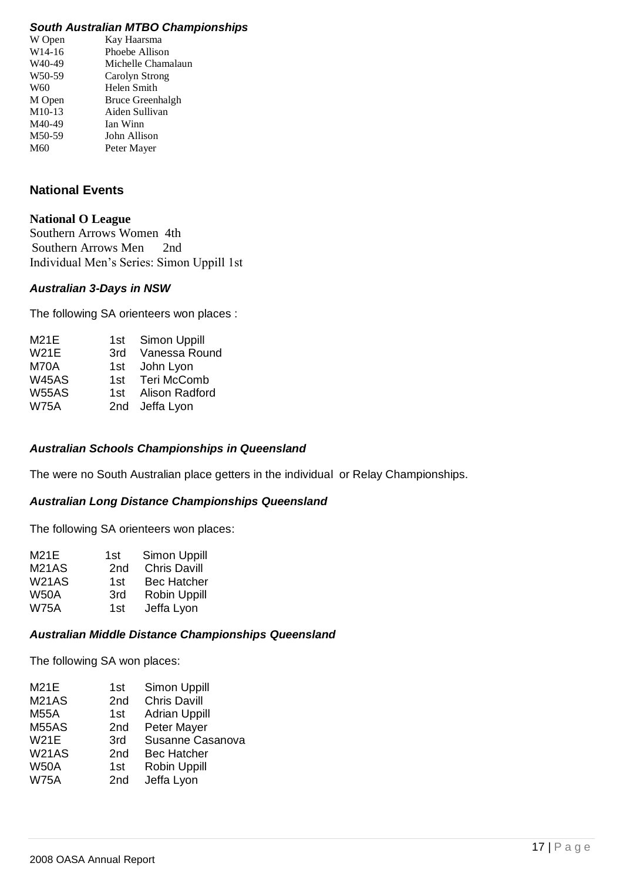### *South Australian MTBO Championships*

| | |
|---|---|
| W Open | Kay Haarsma |
| W14-16 | Phoebe Allison |
| W40-49 | Michelle Chamalaun |
| W50-59 | Carolyn Strong |
| W60 | Helen Smith |
| M Open | Bruce Greenhalgh |
| M10-13 | Aiden Sullivan |
| M40-49 | Ian Winn |
| M50-59 | John Allison |
| M60 | Peter Mayer |

## National Events

**National O League**

Southern Arrows Women 4th
Southern Arrows Men 2nd
Individual Men's Series: Simon Uppill 1st

### *Australian 3-Days in NSW*

The following SA orienteers won places :

| | | |
|---|---|---|
| M21E | 1st | Simon Uppill |
| W21E | 3rd | Vanessa Round |
| M70A | 1st | John Lyon |
| W45AS | 1st | Teri McComb |
| W55AS | 1st | Alison Radford |
| W75A | 2nd | Jeffa Lyon |

### *Australian Schools Championships in Queensland*

The were no South Australian place getters in the individual or Relay Championships.

### *Australian Long Distance Championships Queensland*

The following SA orienteers won places:

| | | |
|---|---|---|
| M21E | 1st | Simon Uppill |
| M21AS | 2nd | Chris Davill |
| W21AS | 1st | Bec Hatcher |
| W50A | 3rd | Robin Uppill |
| W75A | 1st | Jeffa Lyon |

### *Australian Middle Distance Championships Queensland*

The following SA won places:

| | | |
|---|---|---|
| M21E | 1st | Simon Uppill |
| M21AS | 2nd | Chris Davill |
| M55A | 1st | Adrian Uppill |
| M55AS | 2nd | Peter Mayer |
| W21E | 3rd | Susanne Casanova |
| W21AS | 2nd | Bec Hatcher |
| W50A | 1st | Robin Uppill |
| W75A | 2nd | Jeffa Lyon |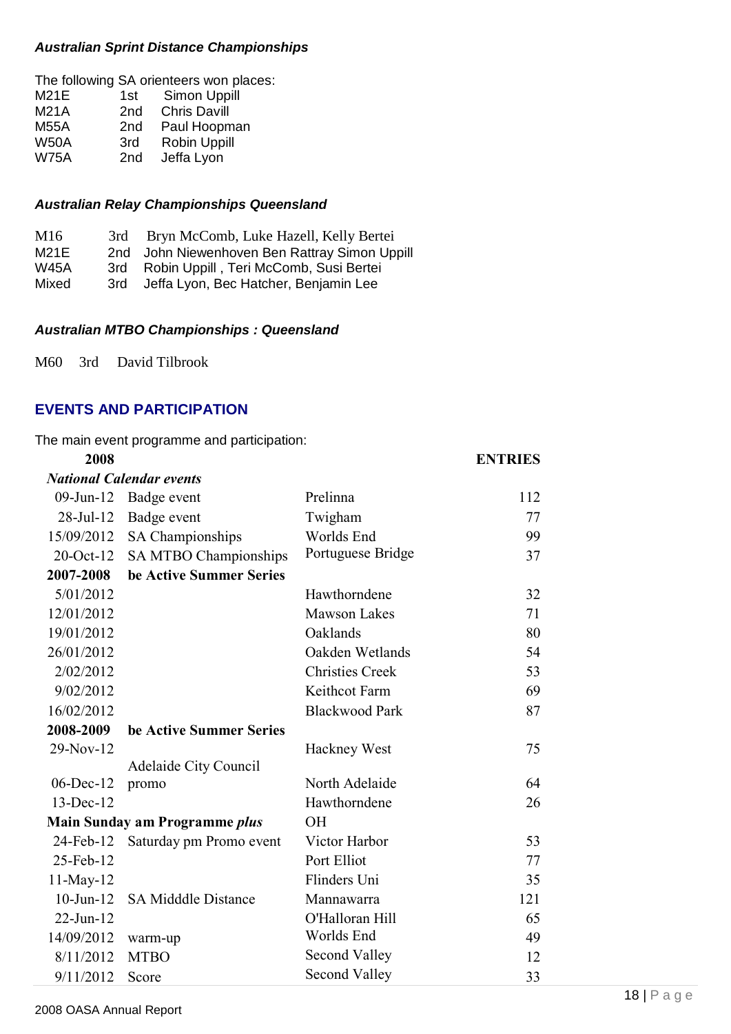### *Australian Sprint Distance Championships*

The following SA orienteers won places:

| | | |
|---|---|---|
| M21E | 1st | Simon Uppill |
| M21A | 2nd | Chris Davill |
| M55A | 2nd | Paul Hoopman |
| W50A | 3rd | Robin Uppill |
| W75A | 2nd | Jeffa Lyon |

### *Australian Relay Championships Queensland*

| | | |
|---|---|---|
| M16 | 3rd | Bryn McComb, Luke Hazell, Kelly Bertei |
| M21E | 2nd | John Niewenhoven Ben Rattray Simon Uppill |
| W45A | 3rd | Robin Uppill , Teri McComb, Susi Bertei |
| Mixed | 3rd | Jeffa Lyon, Bec Hatcher, Benjamin Lee |

### *Australian MTBO Championships : Queensland*

M60 3rd David Tilbrook

## EVENTS AND PARTICIPATION

The main event programme and participation:

| 2008 | | | ENTRIES |
|---|---|---|---|
| ***National Calendar events*** | | | |
| 09-Jun-12 | Badge event | Prelinna | 112 |
| 28-Jul-12 | Badge event | Twigham | 77 |
| 15/09/2012 | SA Championships | Worlds End | 99 |
| 20-Oct-12 | SA MTBO Championships | Portuguese Bridge | 37 |
| **2007-2008** | **be Active Summer Series** | | |
| 5/01/2012 | | Hawthorndene | 32 |
| 12/01/2012 | | Mawson Lakes | 71 |
| 19/01/2012 | | Oaklands | 80 |
| 26/01/2012 | | Oakden Wetlands | 54 |
| 2/02/2012 | | Christies Creek | 53 |
| 9/02/2012 | | Keithcot Farm | 69 |
| 16/02/2012 | | Blackwood Park | 87 |
| **2008-2009** | **be Active Summer Series** | | |
| 29-Nov-12 | | Hackney West | 75 |
| 06-Dec-12 | Adelaide City Council promo | North Adelaide | 64 |
| 13-Dec-12 | | Hawthorndene | 26 |
| **Main Sunday am Programme *plus*** | | OH | |
| 24-Feb-12 | Saturday pm Promo event | Victor Harbor | 53 |
| 25-Feb-12 | | Port Elliot | 77 |
| 11-May-12 | | Flinders Uni | 35 |
| 10-Jun-12 | SA Midddle Distance | Mannawarra | 121 |
| 22-Jun-12 | | O'Halloran Hill | 65 |
| 14/09/2012 | warm-up | Worlds End | 49 |
| 8/11/2012 | MTBO | Second Valley | 12 |
| 9/11/2012 | Score | Second Valley | 33 |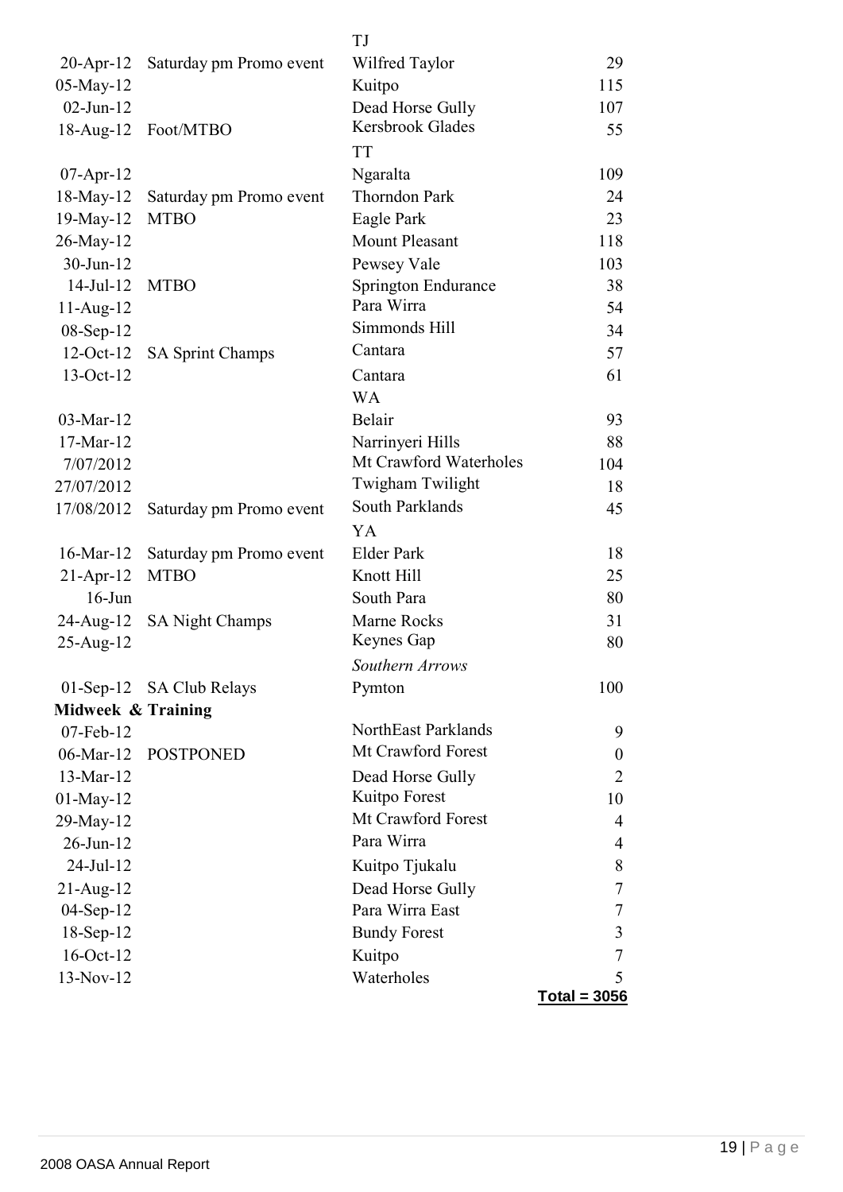| | | | |
|---|---|---|---|
| | | TJ | |
| 20-Apr-12 | Saturday pm Promo event | Wilfred Taylor | 29 |
| 05-May-12 | | Kuitpo | 115 |
| 02-Jun-12 | | Dead Horse Gully | 107 |
| 18-Aug-12 | Foot/MTBO | Kersbrook Glades | 55 |
| | | TT | |
| 07-Apr-12 | | Ngaralta | 109 |
| 18-May-12 | Saturday pm Promo event | Thorndon Park | 24 |
| 19-May-12 | MTBO | Eagle Park | 23 |
| 26-May-12 | | Mount Pleasant | 118 |
| 30-Jun-12 | | Pewsey Vale | 103 |
| 14-Jul-12 | MTBO | Springton Endurance | 38 |
| 11-Aug-12 | | Para Wirra | 54 |
| 08-Sep-12 | | Simmonds Hill | 34 |
| 12-Oct-12 | SA Sprint Champs | Cantara | 57 |
| 13-Oct-12 | | Cantara | 61 |
| | | WA | |
| 03-Mar-12 | | Belair | 93 |
| 17-Mar-12 | | Narrinyeri Hills | 88 |
| 7/07/2012 | | Mt Crawford Waterholes | 104 |
| 27/07/2012 | | Twigham Twilight | 18 |
| 17/08/2012 | Saturday pm Promo event | South Parklands | 45 |
| | | YA | |
| 16-Mar-12 | Saturday pm Promo event | Elder Park | 18 |
| 21-Apr-12 | MTBO | Knott Hill | 25 |
| 16-Jun | | South Para | 80 |
| 24-Aug-12 | SA Night Champs | Marne Rocks | 31 |
| 25-Aug-12 | | Keynes Gap | 80 |
| | | *Southern Arrows* | |
| 01-Sep-12 | SA Club Relays | Pymton | 100 |
| **Midweek & Training** | | | |
| 07-Feb-12 | | NorthEast Parklands | 9 |
| 06-Mar-12 | POSTPONED | Mt Crawford Forest | 0 |
| 13-Mar-12 | | Dead Horse Gully | 2 |
| 01-May-12 | | Kuitpo Forest | 10 |
| 29-May-12 | | Mt Crawford Forest | 4 |
| 26-Jun-12 | | Para Wirra | 4 |
| 24-Jul-12 | | Kuitpo Tjukalu | 8 |
| 21-Aug-12 | | Dead Horse Gully | 7 |
| 04-Sep-12 | | Para Wirra East | 7 |
| 18-Sep-12 | | Bundy Forest | 3 |
| 16-Oct-12 | | Kuitpo | 7 |
| 13-Nov-12 | | Waterholes | 5 |
| | | | **Total = 3056** |

2008 OASA Annual Report